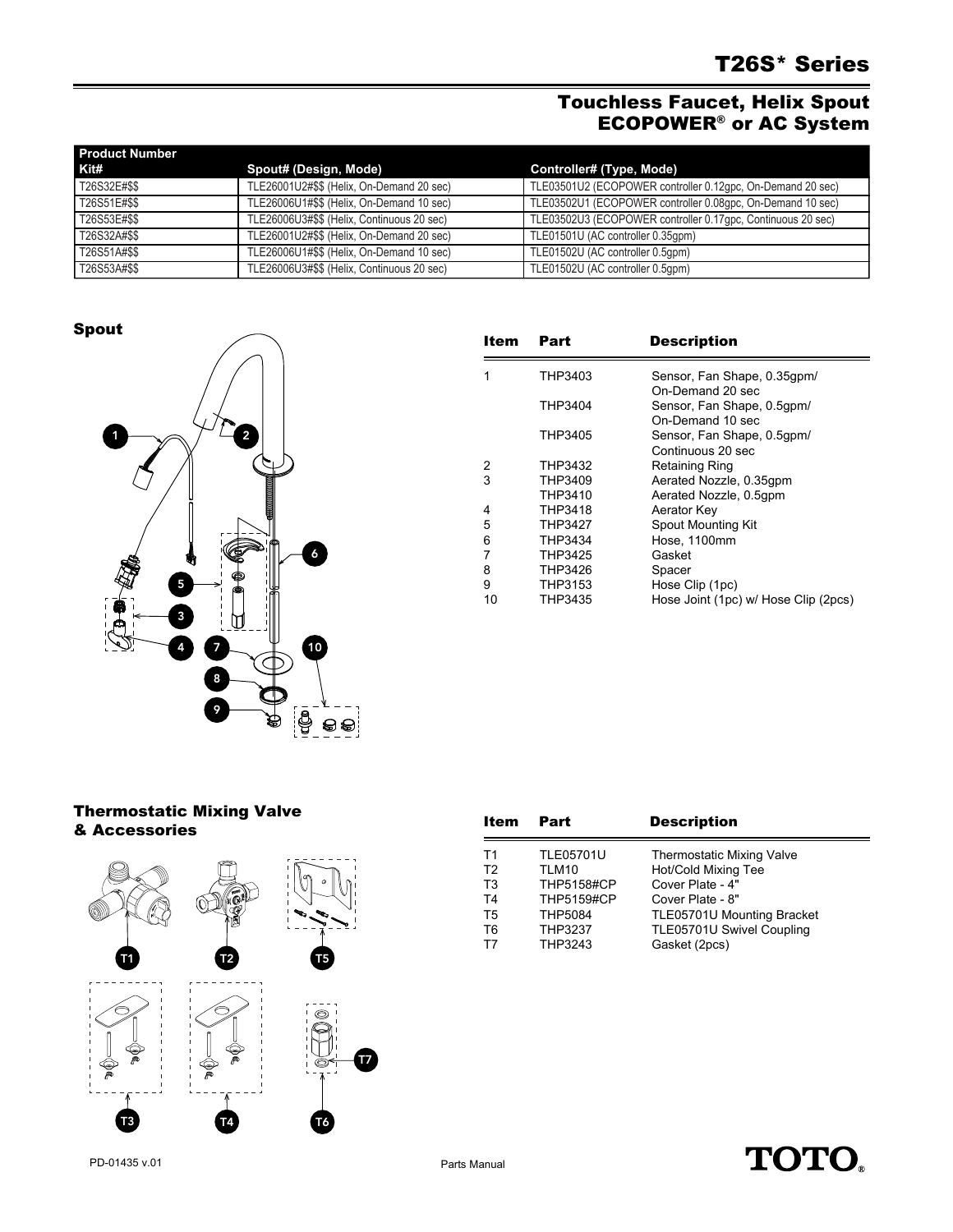# T26S* Series

## Touchless Faucet, Helix Spout ECOPOWER® or AC System

| Product Number Kit# | Spout# (Design, Mode) | Controller# (Type, Mode) |
|---|---|---|
| T26S32E#$$ | TLE26001U2#$$ (Helix, On-Demand 20 sec) | TLE03501U2 (ECOPOWER controller 0.12gpc, On-Demand 20 sec) |
| T26S51E#$$ | TLE26006U1#$$ (Helix, On-Demand 10 sec) | TLE03502U1 (ECOPOWER controller 0.08gpc, On-Demand 10 sec) |
| T26S53E#$$ | TLE26006U3#$$ (Helix, Continuous 20 sec) | TLE03502U3 (ECOPOWER controller 0.17gpc, Continuous 20 sec) |
| T26S32A#$$ | TLE26001U2#$$ (Helix, On-Demand 20 sec) | TLE01501U (AC controller 0.35gpm) |
| T26S51A#$$ | TLE26006U1#$$ (Helix, On-Demand 10 sec) | TLE01502U (AC controller 0.5gpm) |
| T26S53A#$$ | TLE26006U3#$$ (Helix, Continuous 20 sec) | TLE01502U (AC controller 0.5gpm) |

### Spout

| Item | Part | Description |
|---|---|---|
| 1 | THP3403 | Sensor, Fan Shape, 0.35gpm/ On-Demand 20 sec |
| | THP3404 | Sensor, Fan Shape, 0.5gpm/ On-Demand 10 sec |
| | THP3405 | Sensor, Fan Shape, 0.5gpm/ Continuous 20 sec |
| 2 | THP3432 | Retaining Ring |
| 3 | THP3409 | Aerated Nozzle, 0.35gpm |
| | THP3410 | Aerated Nozzle, 0.5gpm |
| 4 | THP3418 | Aerator Key |
| 5 | THP3427 | Spout Mounting Kit |
| 6 | THP3434 | Hose, 1100mm |
| 7 | THP3425 | Gasket |
| 8 | THP3426 | Spacer |
| 9 | THP3153 | Hose Clip (1pc) |
| 10 | THP3435 | Hose Joint (1pc) w/ Hose Clip (2pcs) |

### Thermostatic Mixing Valve & Accessories

| Item | Part | Description |
|---|---|---|
| T1 | TLE05701U | Thermostatic Mixing Valve |
| T2 | TLM10 | Hot/Cold Mixing Tee |
| T3 | THP5158#CP | Cover Plate - 4" |
| T4 | THP5159#CP | Cover Plate - 8" |
| T5 | THP5084 | TLE05701U Mounting Bracket |
| T6 | THP3237 | TLE05701U Swivel Coupling |
| T7 | THP3243 | Gasket (2pcs) |

PD-01435 v.01

Parts Manual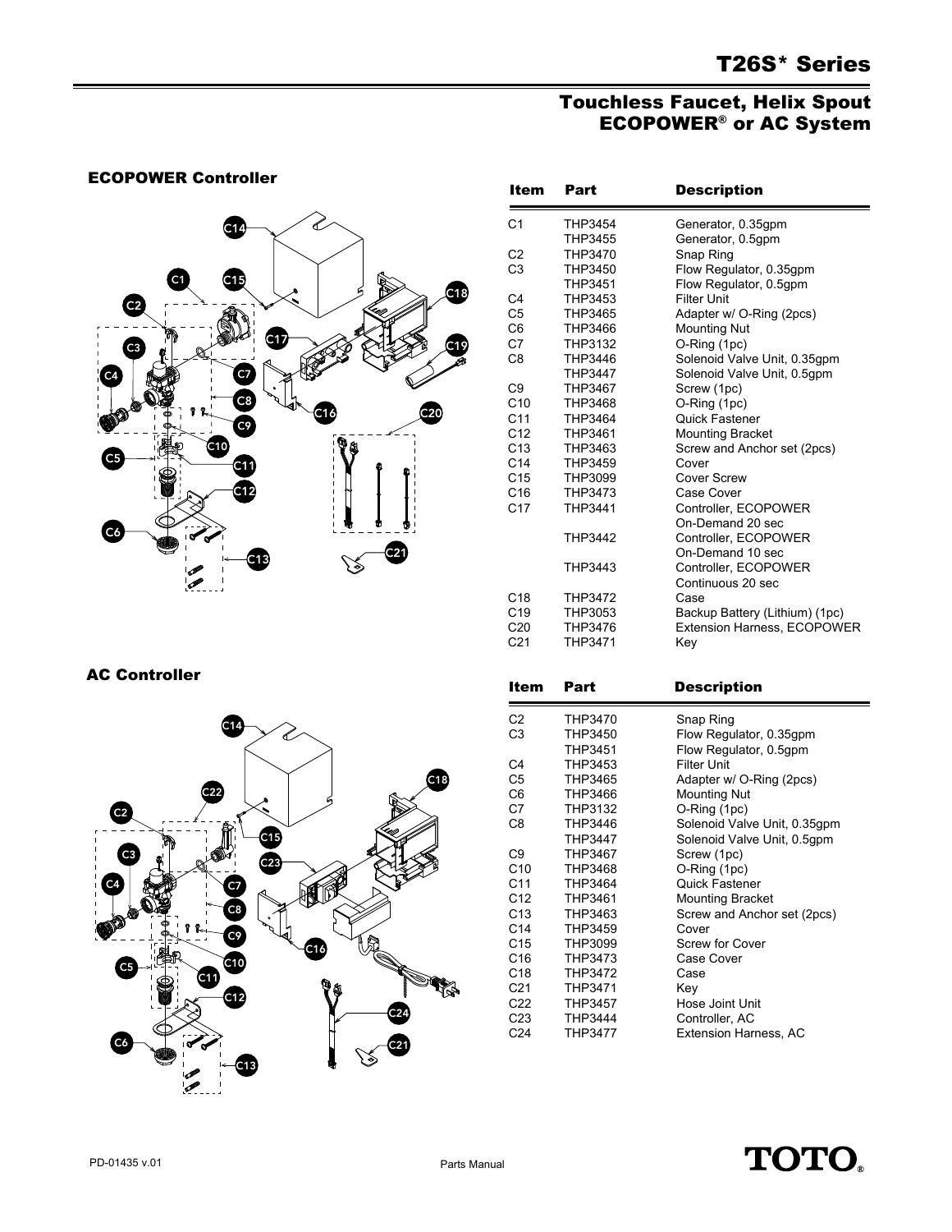# T26S* Series

## Touchless Faucet, Helix Spout
## ECOPOWER® or AC System

### ECOPOWER Controller

| Item | Part | Description |
|---|---|---|
| C1 | THP3454 | Generator, 0.35gpm |
| | THP3455 | Generator, 0.5gpm |
| C2 | THP3470 | Snap Ring |
| C3 | THP3450 | Flow Regulator, 0.35gpm |
| | THP3451 | Flow Regulator, 0.5gpm |
| C4 | THP3453 | Filter Unit |
| C5 | THP3465 | Adapter w/ O-Ring (2pcs) |
| C6 | THP3466 | Mounting Nut |
| C7 | THP3132 | O-Ring (1pc) |
| C8 | THP3446 | Solenoid Valve Unit, 0.35gpm |
| | THP3447 | Solenoid Valve Unit, 0.5gpm |
| C9 | THP3467 | Screw (1pc) |
| C10 | THP3468 | O-Ring (1pc) |
| C11 | THP3464 | Quick Fastener |
| C12 | THP3461 | Mounting Bracket |
| C13 | THP3463 | Screw and Anchor set (2pcs) |
| C14 | THP3459 | Cover |
| C15 | THP3099 | Cover Screw |
| C16 | THP3473 | Case Cover |
| C17 | THP3441 | Controller, ECOPOWER On-Demand 20 sec |
| | THP3442 | Controller, ECOPOWER On-Demand 10 sec |
| | THP3443 | Controller, ECOPOWER Continuous 20 sec |
| C18 | THP3472 | Case |
| C19 | THP3053 | Backup Battery (Lithium) (1pc) |
| C20 | THP3476 | Extension Harness, ECOPOWER |
| C21 | THP3471 | Key |

### AC Controller

| Item | Part | Description |
|---|---|---|
| C2 | THP3470 | Snap Ring |
| C3 | THP3450 | Flow Regulator, 0.35gpm |
| | THP3451 | Flow Regulator, 0.5gpm |
| C4 | THP3453 | Filter Unit |
| C5 | THP3465 | Adapter w/ O-Ring (2pcs) |
| C6 | THP3466 | Mounting Nut |
| C7 | THP3132 | O-Ring (1pc) |
| C8 | THP3446 | Solenoid Valve Unit, 0.35gpm |
| | THP3447 | Solenoid Valve Unit, 0.5gpm |
| C9 | THP3467 | Screw (1pc) |
| C10 | THP3468 | O-Ring (1pc) |
| C11 | THP3464 | Quick Fastener |
| C12 | THP3461 | Mounting Bracket |
| C13 | THP3463 | Screw and Anchor set (2pcs) |
| C14 | THP3459 | Cover |
| C15 | THP3099 | Screw for Cover |
| C16 | THP3473 | Case Cover |
| C18 | THP3472 | Case |
| C21 | THP3471 | Key |
| C22 | THP3457 | Hose Joint Unit |
| C23 | THP3444 | Controller, AC |
| C24 | THP3477 | Extension Harness, AC |

PD-01435 v.01

Parts Manual

TOTO®